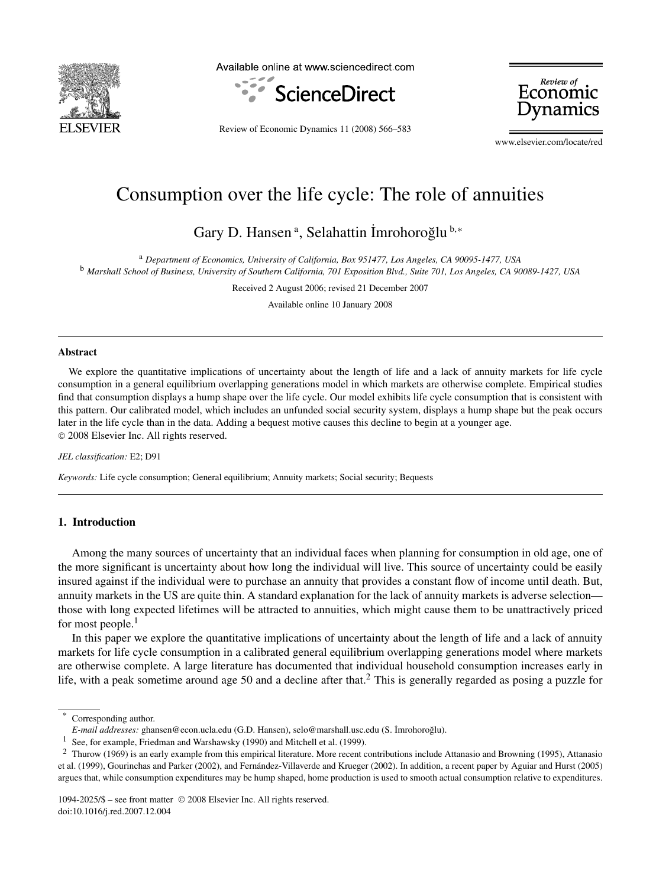# Consumption over the life cycle: The role of annuities

Gary D. Hansen [a], Selahattin İmrohoroğlu [b,*]

[a] *Department of Economics, University of California, Box 951477, Los Angeles, CA 90095-1477, USA*

[b] *Marshall School of Business, University of Southern California, 701 Exposition Blvd., Suite 701, Los Angeles, CA 90089-1427, USA*

Received 2 August 2006; revised 21 December 2007

Available online 10 January 2008

## Abstract

We explore the quantitative implications of uncertainty about the length of life and a lack of annuity markets for life cycle consumption in a general equilibrium overlapping generations model in which markets are otherwise complete. Empirical studies find that consumption displays a hump shape over the life cycle. Our model exhibits life cycle consumption that is consistent with this pattern. Our calibrated model, which includes an unfunded social security system, displays a hump shape but the peak occurs later in the life cycle than in the data. Adding a bequest motive causes this decline to begin at a younger age.

© 2008 Elsevier Inc. All rights reserved.

*JEL classification:* E2; D91

*Keywords:* Life cycle consumption; General equilibrium; Annuity markets; Social security; Bequests

## 1. Introduction

Among the many sources of uncertainty that an individual faces when planning for consumption in old age, one of the more significant is uncertainty about how long the individual will live. This source of uncertainty could be easily insured against if the individual were to purchase an annuity that provides a constant flow of income until death. But, annuity markets in the US are quite thin. A standard explanation for the lack of annuity markets is adverse selection—those with long expected lifetimes will be attracted to annuities, which might cause them to be unattractively priced for most people.[1]

In this paper we explore the quantitative implications of uncertainty about the length of life and a lack of annuity markets for life cycle consumption in a calibrated general equilibrium overlapping generations model where markets are otherwise complete. A large literature has documented that individual household consumption increases early in life, with a peak sometime around age 50 and a decline after that.[2] This is generally regarded as posing a puzzle for

---

* Corresponding author.
*E-mail addresses:* ghansen@econ.ucla.edu (G.D. Hansen), selo@marshall.usc.edu (S. İmrohoroğlu).

[1] See, for example, Friedman and Warshawsky (1990) and Mitchell et al. (1999).

[2] Thurow (1969) is an early example from this empirical literature. More recent contributions include Attanasio and Browning (1995), Attanasio et al. (1999), Gourinchas and Parker (2002), and Fernández-Villaverde and Krueger (2002). In addition, a recent paper by Aguiar and Hurst (2005) argues that, while consumption expenditures may be hump shaped, home production is used to smooth actual consumption relative to expenditures.

1094-2025/$ – see front matter © 2008 Elsevier Inc. All rights reserved.
doi:10.1016/j.red.2007.12.004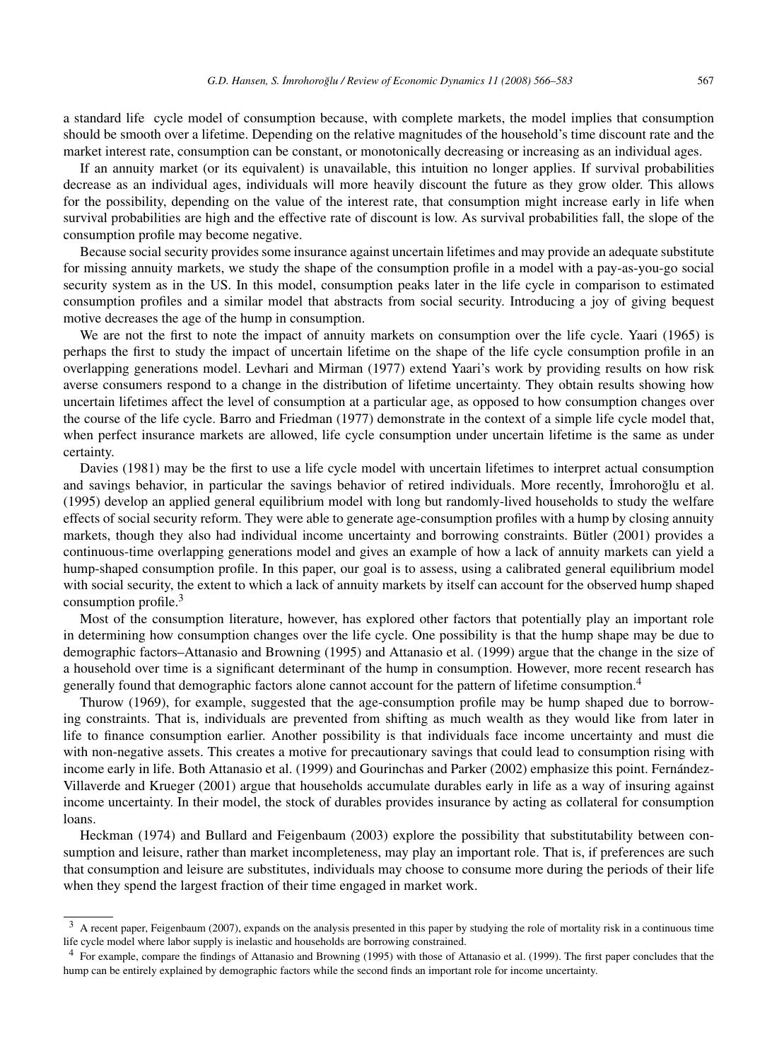a standard life cycle model of consumption because, with complete markets, the model implies that consumption should be smooth over a lifetime. Depending on the relative magnitudes of the household's time discount rate and the market interest rate, consumption can be constant, or monotonically decreasing or increasing as an individual ages.

If an annuity market (or its equivalent) is unavailable, this intuition no longer applies. If survival probabilities decrease as an individual ages, individuals will more heavily discount the future as they grow older. This allows for the possibility, depending on the value of the interest rate, that consumption might increase early in life when survival probabilities are high and the effective rate of discount is low. As survival probabilities fall, the slope of the consumption profile may become negative.

Because social security provides some insurance against uncertain lifetimes and may provide an adequate substitute for missing annuity markets, we study the shape of the consumption profile in a model with a pay-as-you-go social security system as in the US. In this model, consumption peaks later in the life cycle in comparison to estimated consumption profiles and a similar model that abstracts from social security. Introducing a joy of giving bequest motive decreases the age of the hump in consumption.

We are not the first to note the impact of annuity markets on consumption over the life cycle. Yaari (1965) is perhaps the first to study the impact of uncertain lifetime on the shape of the life cycle consumption profile in an overlapping generations model. Levhari and Mirman (1977) extend Yaari's work by providing results on how risk averse consumers respond to a change in the distribution of lifetime uncertainty. They obtain results showing how uncertain lifetimes affect the level of consumption at a particular age, as opposed to how consumption changes over the course of the life cycle. Barro and Friedman (1977) demonstrate in the context of a simple life cycle model that, when perfect insurance markets are allowed, life cycle consumption under uncertain lifetime is the same as under certainty.

Davies (1981) may be the first to use a life cycle model with uncertain lifetimes to interpret actual consumption and savings behavior, in particular the savings behavior of retired individuals. More recently, İmrohoroğlu et al. (1995) develop an applied general equilibrium model with long but randomly-lived households to study the welfare effects of social security reform. They were able to generate age-consumption profiles with a hump by closing annuity markets, though they also had individual income uncertainty and borrowing constraints. Bütler (2001) provides a continuous-time overlapping generations model and gives an example of how a lack of annuity markets can yield a hump-shaped consumption profile. In this paper, our goal is to assess, using a calibrated general equilibrium model with social security, the extent to which a lack of annuity markets by itself can account for the observed hump shaped consumption profile.[3]

Most of the consumption literature, however, has explored other factors that potentially play an important role in determining how consumption changes over the life cycle. One possibility is that the hump shape may be due to demographic factors–Attanasio and Browning (1995) and Attanasio et al. (1999) argue that the change in the size of a household over time is a significant determinant of the hump in consumption. However, more recent research has generally found that demographic factors alone cannot account for the pattern of lifetime consumption.[4]

Thurow (1969), for example, suggested that the age-consumption profile may be hump shaped due to borrowing constraints. That is, individuals are prevented from shifting as much wealth as they would like from later in life to finance consumption earlier. Another possibility is that individuals face income uncertainty and must die with non-negative assets. This creates a motive for precautionary savings that could lead to consumption rising with income early in life. Both Attanasio et al. (1999) and Gourinchas and Parker (2002) emphasize this point. Fernández-Villaverde and Krueger (2001) argue that households accumulate durables early in life as a way of insuring against income uncertainty. In their model, the stock of durables provides insurance by acting as collateral for consumption loans.

Heckman (1974) and Bullard and Feigenbaum (2003) explore the possibility that substitutability between consumption and leisure, rather than market incompleteness, may play an important role. That is, if preferences are such that consumption and leisure are substitutes, individuals may choose to consume more during the periods of their life when they spend the largest fraction of their time engaged in market work.

---

[3] A recent paper, Feigenbaum (2007), expands on the analysis presented in this paper by studying the role of mortality risk in a continuous time life cycle model where labor supply is inelastic and households are borrowing constrained.

[4] For example, compare the findings of Attanasio and Browning (1995) with those of Attanasio et al. (1999). The first paper concludes that the hump can be entirely explained by demographic factors while the second finds an important role for income uncertainty.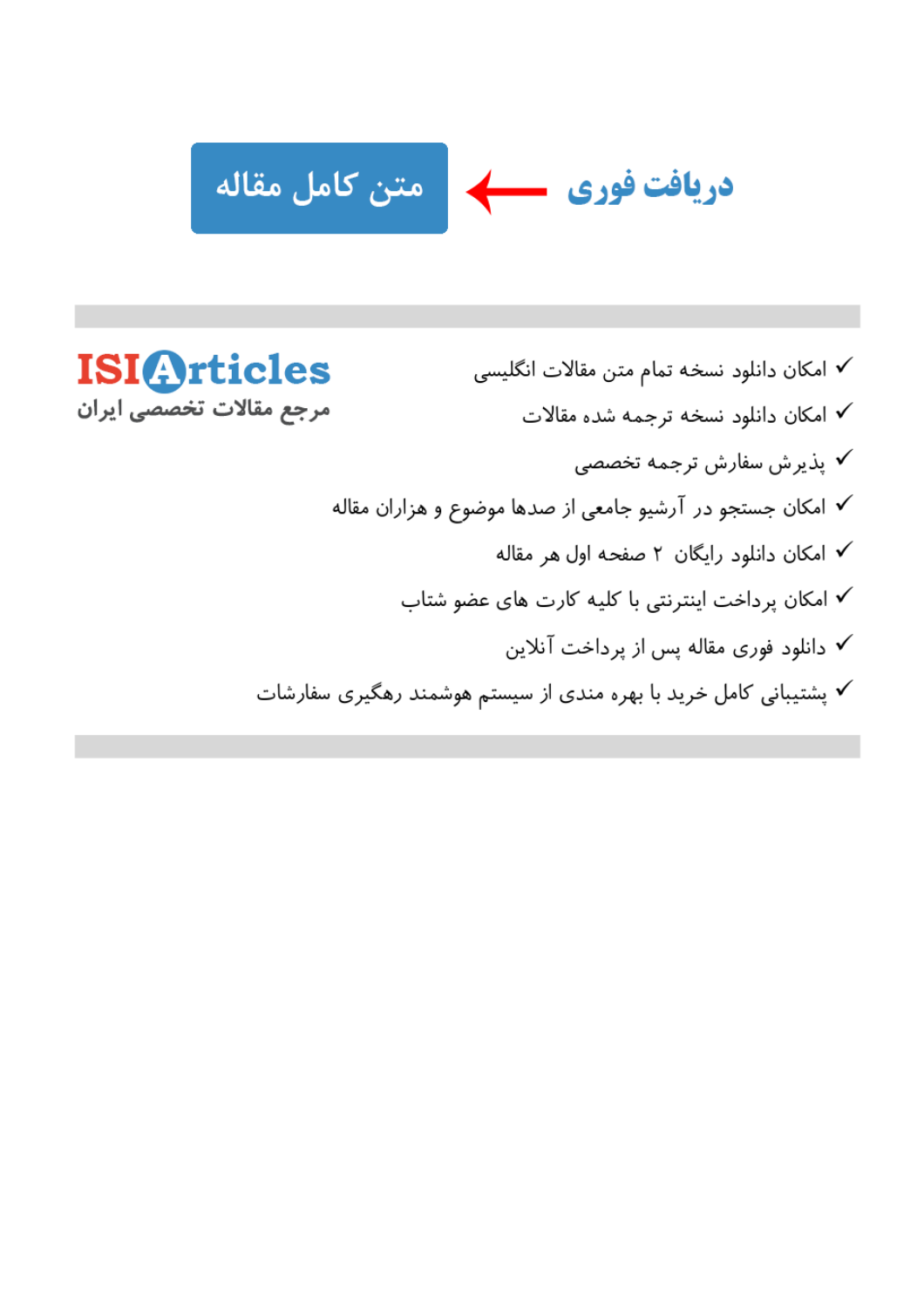**متن کامل مقاله** ← **دریافت فوری**

**ISIArticles**
مرجع مقالات تخصصی ایران

- ✓ امکان دانلود نسخه تمام متن مقالات انگلیسی
- ✓ امکان دانلود نسخه ترجمه شده مقالات
- ✓ پذیرش سفارش ترجمه تخصصی
- ✓ امکان جستجو در آرشیو جامعی از صدها موضوع و هزاران مقاله
- ✓ امکان دانلود رایگان ۲ صفحه اول هر مقاله
- ✓ امکان پرداخت اینترنتی با کلیه کارت های عضو شتاب
- ✓ دانلود فوری مقاله پس از پرداخت آنلاین
- ✓ پشتیبانی کامل خرید با بهره مندی از سیستم هوشمند رهگیری سفارشات